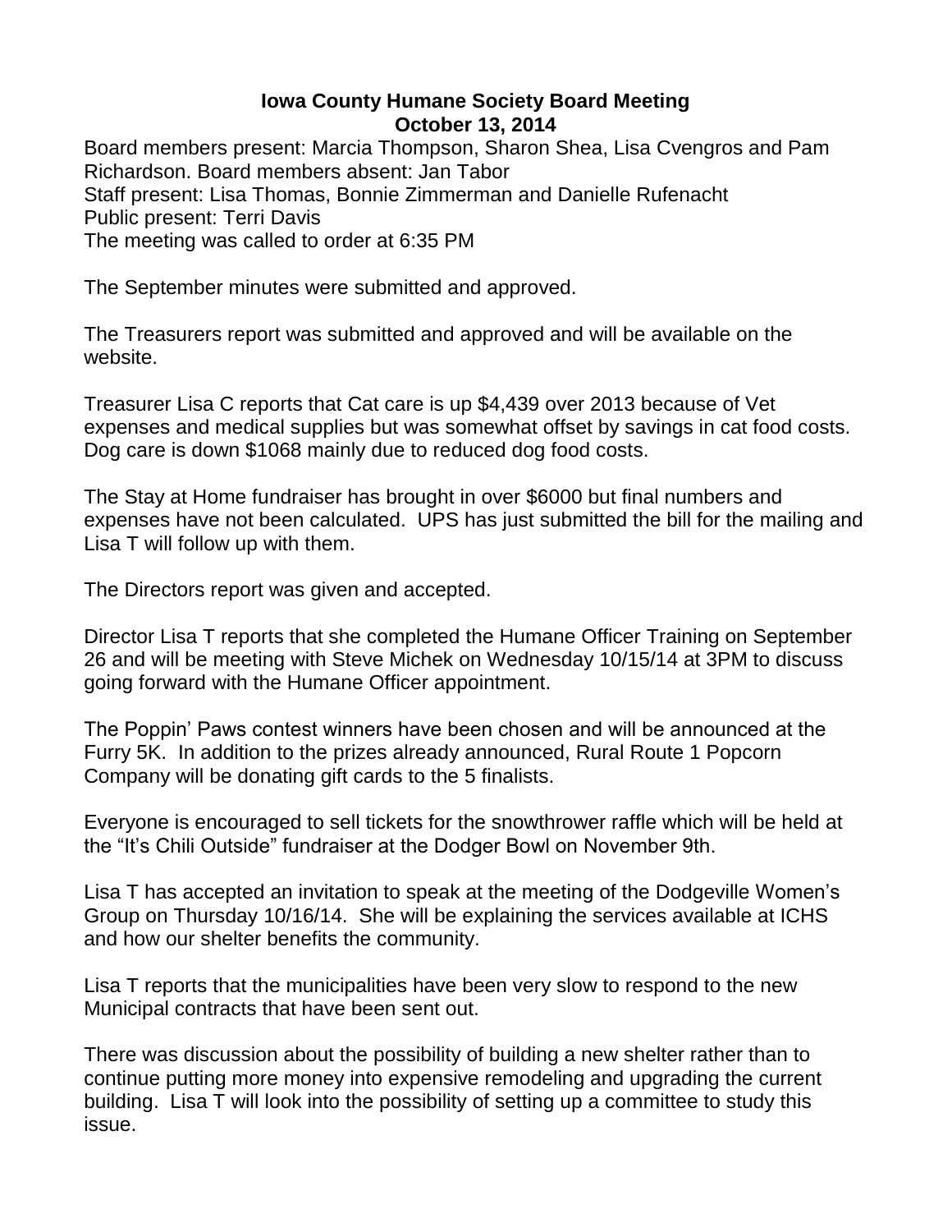# Iowa County Humane Society Board Meeting
## October 13, 2014

Board members present: Marcia Thompson, Sharon Shea, Lisa Cvengros and Pam Richardson. Board members absent: Jan Tabor
Staff present: Lisa Thomas, Bonnie Zimmerman and Danielle Rufenacht
Public present: Terri Davis
The meeting was called to order at 6:35 PM

The September minutes were submitted and approved.

The Treasurers report was submitted and approved and will be available on the website.

Treasurer Lisa C reports that Cat care is up $4,439 over 2013 because of Vet expenses and medical supplies but was somewhat offset by savings in cat food costs. Dog care is down $1068 mainly due to reduced dog food costs.

The Stay at Home fundraiser has brought in over $6000 but final numbers and expenses have not been calculated. UPS has just submitted the bill for the mailing and Lisa T will follow up with them.

The Directors report was given and accepted.

Director Lisa T reports that she completed the Humane Officer Training on September 26 and will be meeting with Steve Michek on Wednesday 10/15/14 at 3PM to discuss going forward with the Humane Officer appointment.

The Poppin' Paws contest winners have been chosen and will be announced at the Furry 5K. In addition to the prizes already announced, Rural Route 1 Popcorn Company will be donating gift cards to the 5 finalists.

Everyone is encouraged to sell tickets for the snowthrower raffle which will be held at the "It's Chili Outside" fundraiser at the Dodger Bowl on November 9th.

Lisa T has accepted an invitation to speak at the meeting of the Dodgeville Women's Group on Thursday 10/16/14. She will be explaining the services available at ICHS and how our shelter benefits the community.

Lisa T reports that the municipalities have been very slow to respond to the new Municipal contracts that have been sent out.

There was discussion about the possibility of building a new shelter rather than to continue putting more money into expensive remodeling and upgrading the current building. Lisa T will look into the possibility of setting up a committee to study this issue.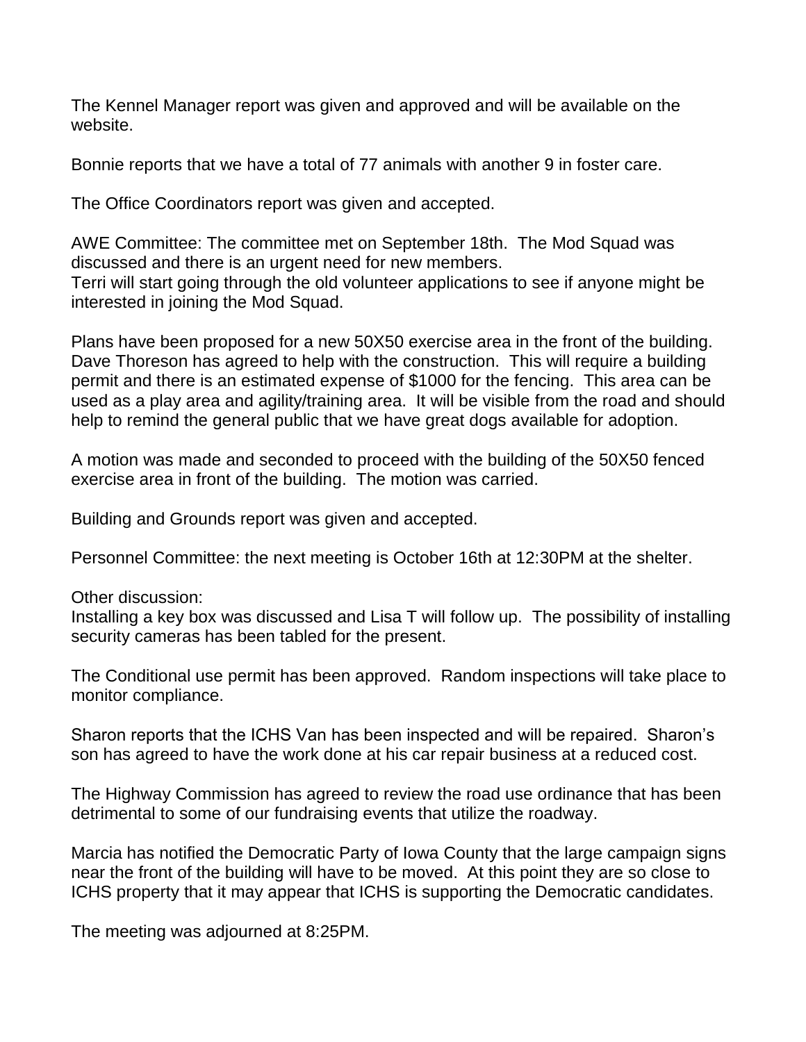The Kennel Manager report was given and approved and will be available on the website.

Bonnie reports that we have a total of 77 animals with another 9 in foster care.

The Office Coordinators report was given and accepted.

AWE Committee: The committee met on September 18th. The Mod Squad was discussed and there is an urgent need for new members.
Terri will start going through the old volunteer applications to see if anyone might be interested in joining the Mod Squad.

Plans have been proposed for a new 50X50 exercise area in the front of the building. Dave Thoreson has agreed to help with the construction. This will require a building permit and there is an estimated expense of $1000 for the fencing. This area can be used as a play area and agility/training area. It will be visible from the road and should help to remind the general public that we have great dogs available for adoption.

A motion was made and seconded to proceed with the building of the 50X50 fenced exercise area in front of the building. The motion was carried.

Building and Grounds report was given and accepted.

Personnel Committee: the next meeting is October 16th at 12:30PM at the shelter.

Other discussion:
Installing a key box was discussed and Lisa T will follow up. The possibility of installing security cameras has been tabled for the present.

The Conditional use permit has been approved. Random inspections will take place to monitor compliance.

Sharon reports that the ICHS Van has been inspected and will be repaired. Sharon's son has agreed to have the work done at his car repair business at a reduced cost.

The Highway Commission has agreed to review the road use ordinance that has been detrimental to some of our fundraising events that utilize the roadway.

Marcia has notified the Democratic Party of Iowa County that the large campaign signs near the front of the building will have to be moved. At this point they are so close to ICHS property that it may appear that ICHS is supporting the Democratic candidates.

The meeting was adjourned at 8:25PM.